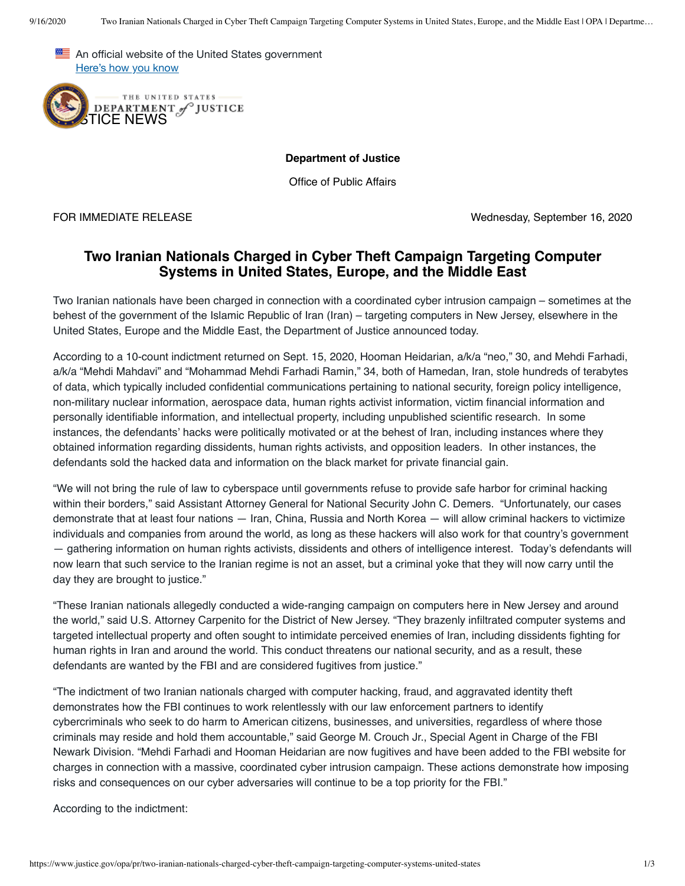An official website of the United States government
Here's how you know

JUSTICE NEWS

**Department of Justice**

Office of Public Affairs

FOR IMMEDIATE RELEASE Wednesday, September 16, 2020

# Two Iranian Nationals Charged in Cyber Theft Campaign Targeting Computer Systems in United States, Europe, and the Middle East

Two Iranian nationals have been charged in connection with a coordinated cyber intrusion campaign – sometimes at the behest of the government of the Islamic Republic of Iran (Iran) – targeting computers in New Jersey, elsewhere in the United States, Europe and the Middle East, the Department of Justice announced today.

According to a 10-count indictment returned on Sept. 15, 2020, Hooman Heidarian, a/k/a "neo," 30, and Mehdi Farhadi, a/k/a "Mehdi Mahdavi" and "Mohammad Mehdi Farhadi Ramin," 34, both of Hamedan, Iran, stole hundreds of terabytes of data, which typically included confidential communications pertaining to national security, foreign policy intelligence, non-military nuclear information, aerospace data, human rights activist information, victim financial information and personally identifiable information, and intellectual property, including unpublished scientific research. In some instances, the defendants' hacks were politically motivated or at the behest of Iran, including instances where they obtained information regarding dissidents, human rights activists, and opposition leaders. In other instances, the defendants sold the hacked data and information on the black market for private financial gain.

"We will not bring the rule of law to cyberspace until governments refuse to provide safe harbor for criminal hacking within their borders," said Assistant Attorney General for National Security John C. Demers. "Unfortunately, our cases demonstrate that at least four nations — Iran, China, Russia and North Korea — will allow criminal hackers to victimize individuals and companies from around the world, as long as these hackers will also work for that country's government — gathering information on human rights activists, dissidents and others of intelligence interest. Today's defendants will now learn that such service to the Iranian regime is not an asset, but a criminal yoke that they will now carry until the day they are brought to justice."

"These Iranian nationals allegedly conducted a wide-ranging campaign on computers here in New Jersey and around the world," said U.S. Attorney Carpenito for the District of New Jersey. "They brazenly infiltrated computer systems and targeted intellectual property and often sought to intimidate perceived enemies of Iran, including dissidents fighting for human rights in Iran and around the world. This conduct threatens our national security, and as a result, these defendants are wanted by the FBI and are considered fugitives from justice."

"The indictment of two Iranian nationals charged with computer hacking, fraud, and aggravated identity theft demonstrates how the FBI continues to work relentlessly with our law enforcement partners to identify cybercriminals who seek to do harm to American citizens, businesses, and universities, regardless of where those criminals may reside and hold them accountable," said George M. Crouch Jr., Special Agent in Charge of the FBI Newark Division. "Mehdi Farhadi and Hooman Heidarian are now fugitives and have been added to the FBI website for charges in connection with a massive, coordinated cyber intrusion campaign. These actions demonstrate how imposing risks and consequences on our cyber adversaries will continue to be a top priority for the FBI."

According to the indictment: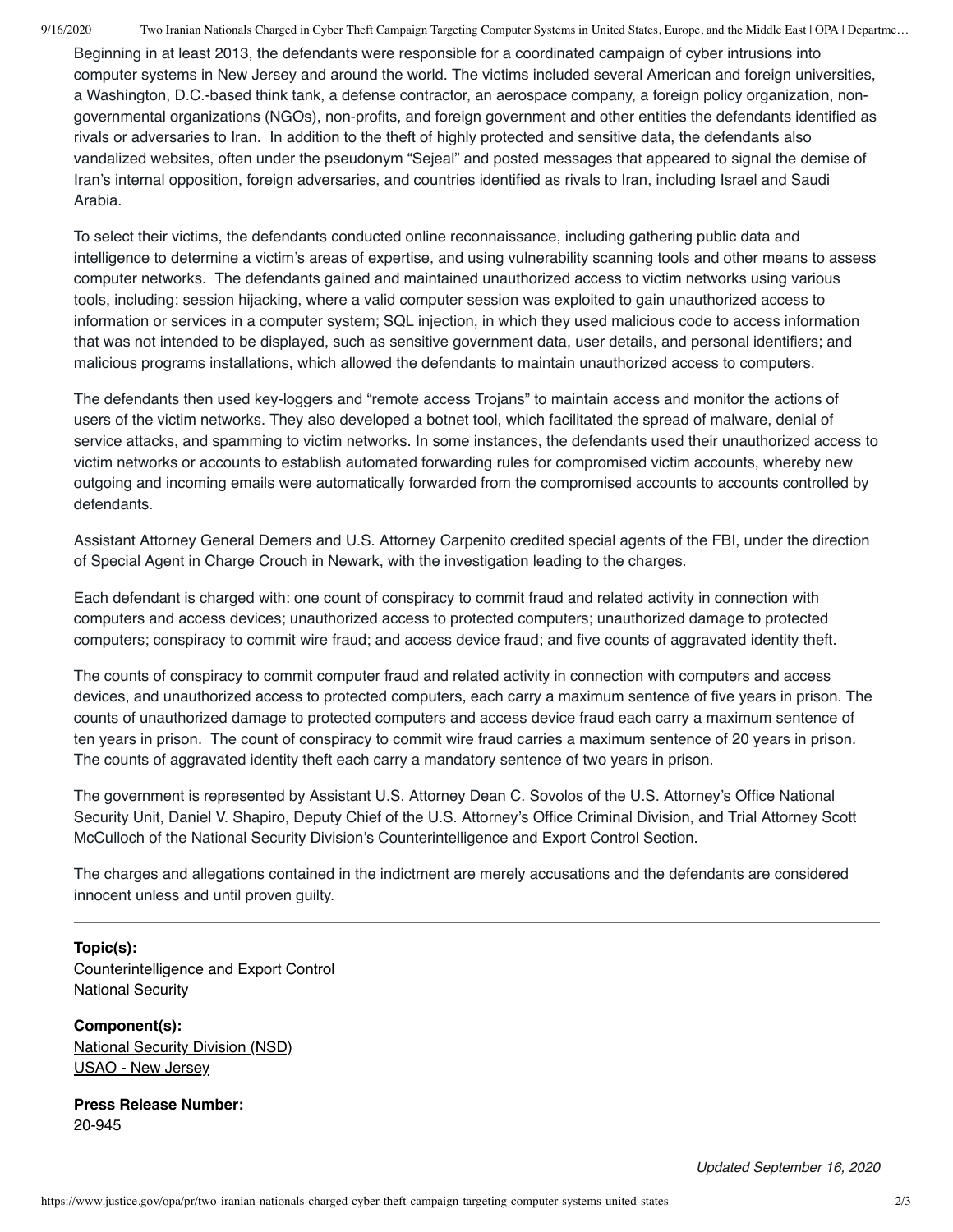Beginning in at least 2013, the defendants were responsible for a coordinated campaign of cyber intrusions into computer systems in New Jersey and around the world. The victims included several American and foreign universities, a Washington, D.C.-based think tank, a defense contractor, an aerospace company, a foreign policy organization, non-governmental organizations (NGOs), non-profits, and foreign government and other entities the defendants identified as rivals or adversaries to Iran. In addition to the theft of highly protected and sensitive data, the defendants also vandalized websites, often under the pseudonym "Sejeal" and posted messages that appeared to signal the demise of Iran's internal opposition, foreign adversaries, and countries identified as rivals to Iran, including Israel and Saudi Arabia.

To select their victims, the defendants conducted online reconnaissance, including gathering public data and intelligence to determine a victim's areas of expertise, and using vulnerability scanning tools and other means to assess computer networks. The defendants gained and maintained unauthorized access to victim networks using various tools, including: session hijacking, where a valid computer session was exploited to gain unauthorized access to information or services in a computer system; SQL injection, in which they used malicious code to access information that was not intended to be displayed, such as sensitive government data, user details, and personal identifiers; and malicious programs installations, which allowed the defendants to maintain unauthorized access to computers.

The defendants then used key-loggers and "remote access Trojans" to maintain access and monitor the actions of users of the victim networks. They also developed a botnet tool, which facilitated the spread of malware, denial of service attacks, and spamming to victim networks. In some instances, the defendants used their unauthorized access to victim networks or accounts to establish automated forwarding rules for compromised victim accounts, whereby new outgoing and incoming emails were automatically forwarded from the compromised accounts to accounts controlled by defendants.

Assistant Attorney General Demers and U.S. Attorney Carpenito credited special agents of the FBI, under the direction of Special Agent in Charge Crouch in Newark, with the investigation leading to the charges.

Each defendant is charged with: one count of conspiracy to commit fraud and related activity in connection with computers and access devices; unauthorized access to protected computers; unauthorized damage to protected computers; conspiracy to commit wire fraud; and access device fraud; and five counts of aggravated identity theft.

The counts of conspiracy to commit computer fraud and related activity in connection with computers and access devices, and unauthorized access to protected computers, each carry a maximum sentence of five years in prison. The counts of unauthorized damage to protected computers and access device fraud each carry a maximum sentence of ten years in prison. The count of conspiracy to commit wire fraud carries a maximum sentence of 20 years in prison. The counts of aggravated identity theft each carry a mandatory sentence of two years in prison.

The government is represented by Assistant U.S. Attorney Dean C. Sovolos of the U.S. Attorney's Office National Security Unit, Daniel V. Shapiro, Deputy Chief of the U.S. Attorney's Office Criminal Division, and Trial Attorney Scott McCulloch of the National Security Division's Counterintelligence and Export Control Section.

The charges and allegations contained in the indictment are merely accusations and the defendants are considered innocent unless and until proven guilty.

---

**Topic(s):**
Counterintelligence and Export Control
National Security

**Component(s):**
National Security Division (NSD)
USAO - New Jersey

**Press Release Number:**
20-945

*Updated September 16, 2020*